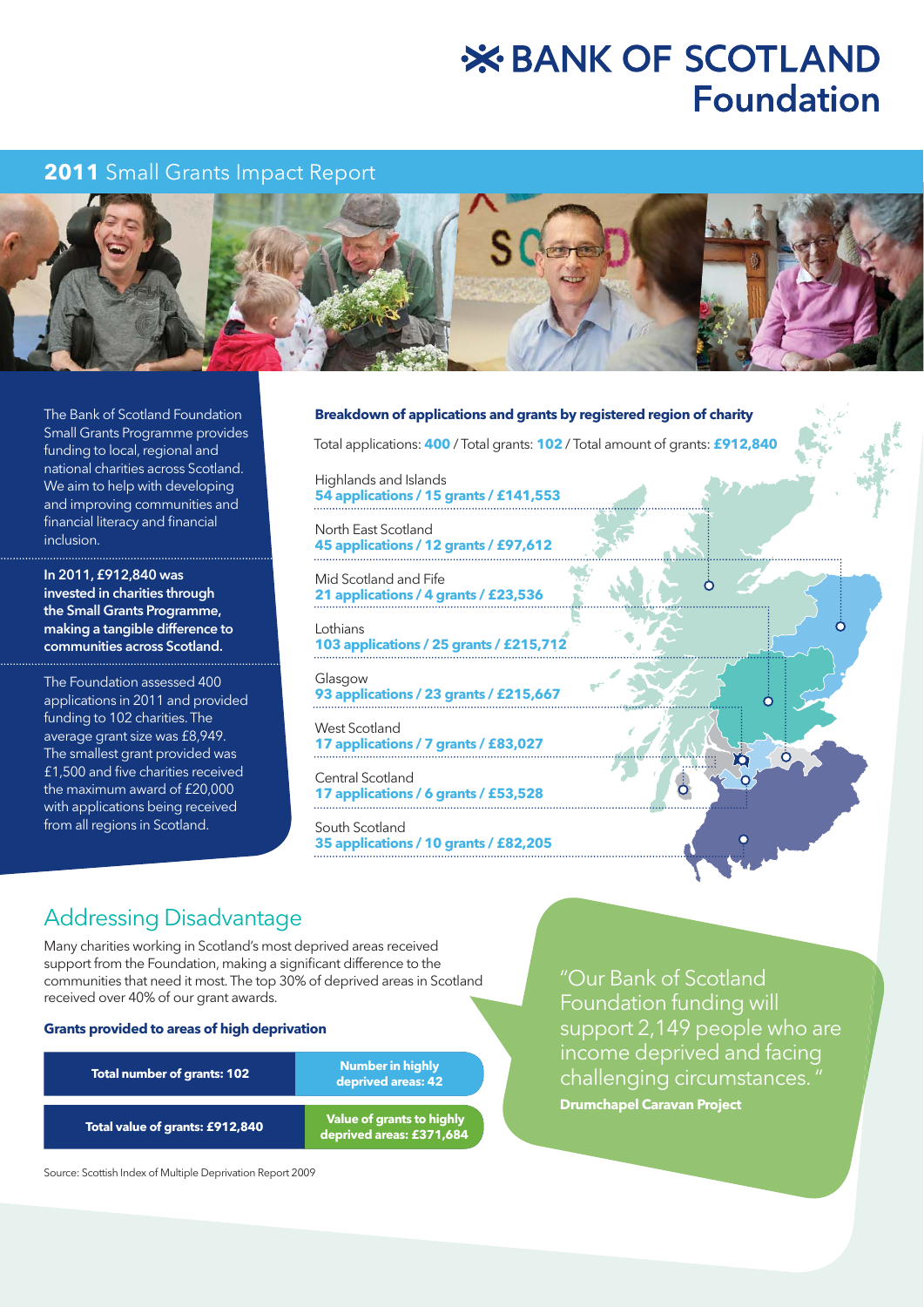# BANK OF SCOTLAND Foundation

## 2011 Small Grants Impact Report

The Bank of Scotland Foundation Small Grants Programme provides funding to local, regional and national charities across Scotland. We aim to help with developing and improving communities and financial literacy and financial inclusion.

**In 2011, £912,840 was invested in charities through the Small Grants Programme, making a tangible difference to communities across Scotland.**

The Foundation assessed 400 applications in 2011 and provided funding to 102 charities. The average grant size was £8,949. The smallest grant provided was £1,500 and five charities received the maximum award of £20,000 with applications being received from all regions in Scotland.

**Breakdown of applications and grants by registered region of charity**

Total applications: **400** / Total grants: **102** / Total amount of grants: **£912,840**

Highlands and Islands
**54 applications / 15 grants / £141,553**

North East Scotland
**45 applications / 12 grants / £97,612**

Mid Scotland and Fife
**21 applications / 4 grants / £23,536**

Lothians
**103 applications / 25 grants / £215,712**

Glasgow
**93 applications / 23 grants / £215,667**

West Scotland
**17 applications / 7 grants / £83,027**

Central Scotland
**17 applications / 6 grants / £53,528**

South Scotland
**35 applications / 10 grants / £82,205**

## Addressing Disadvantage

Many charities working in Scotland's most deprived areas received support from the Foundation, making a significant difference to the communities that need it most. The top 30% of deprived areas in Scotland received over 40% of our grant awards.

**Grants provided to areas of high deprivation**

| | |
|---|---|
| Total number of grants: 102 | Number in highly deprived areas: 42 |
| Total value of grants: £912,840 | Value of grants to highly deprived areas: £371,684 |

Source: Scottish Index of Multiple Deprivation Report 2009

"Our Bank of Scotland Foundation funding will support 2,149 people who are income deprived and facing challenging circumstances."

**Drumchapel Caravan Project**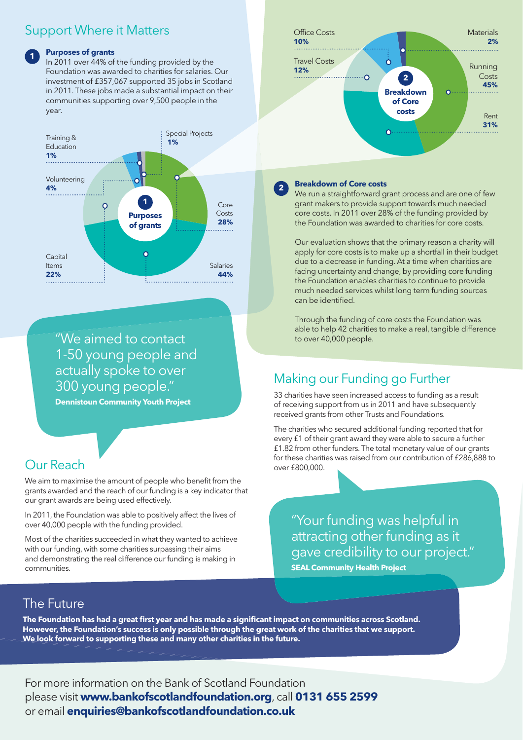## Support Where it Matters

**1** **Purposes of grants**

In 2011 over 44% of the funding provided by the Foundation was awarded to charities for salaries. Our investment of £357,067 supported 35 jobs in Scotland in 2011. These jobs made a substantial impact on their communities supporting over 9,500 people in the year.

1 Purposes of grants

Training & Education 1%

Special Projects 1%

Volunteering 4%

Core Costs 28%

Capital Items 22%

Salaries 44%

2 Breakdown of Core costs

Office Costs 10%

Materials 2%

Travel Costs 12%

Running Costs 45%

Rent 31%

**2** **Breakdown of Core costs**

We run a straightforward grant process and are one of few grant makers to provide support towards much needed core costs. In 2011 over 28% of the funding provided by the Foundation was awarded to charities for core costs.

Our evaluation shows that the primary reason a charity will apply for core costs is to make up a shortfall in their budget due to a decrease in funding. At a time when charities are facing uncertainty and change, by providing core funding the Foundation enables charities to continue to provide much needed services whilst long term funding sources can be identified.

Through the funding of core costs the Foundation was able to help 42 charities to make a real, tangible difference to over 40,000 people.

> "We aimed to contact 1-50 young people and actually spoke to over 300 young people."
>
> **Dennistoun Community Youth Project**

## Our Reach

We aim to maximise the amount of people who benefit from the grants awarded and the reach of our funding is a key indicator that our grant awards are being used effectively.

In 2011, the Foundation was able to positively affect the lives of over 40,000 people with the funding provided.

Most of the charities succeeded in what they wanted to achieve with our funding, with some charities surpassing their aims and demonstrating the real difference our funding is making in communities.

## Making our Funding go Further

33 charities have seen increased access to funding as a result of receiving support from us in 2011 and have subsequently received grants from other Trusts and Foundations.

The charities who secured additional funding reported that for every £1 of their grant award they were able to secure a further £1.82 from other funders. The total monetary value of our grants for these charities was raised from our contribution of £286,888 to over £800,000.

> "Your funding was helpful in attracting other funding as it gave credibility to our project."
>
> **SEAL Community Health Project**

## The Future

**The Foundation has had a great first year and has made a significant impact on communities across Scotland. However, the Foundation's success is only possible through the great work of the charities that we support. We look forward to supporting these and many other charities in the future.**

For more information on the Bank of Scotland Foundation please visit **www.bankofscotlandfoundation.org**, call **0131 655 2599** or email **enquiries@bankofscotlandfoundation.co.uk**